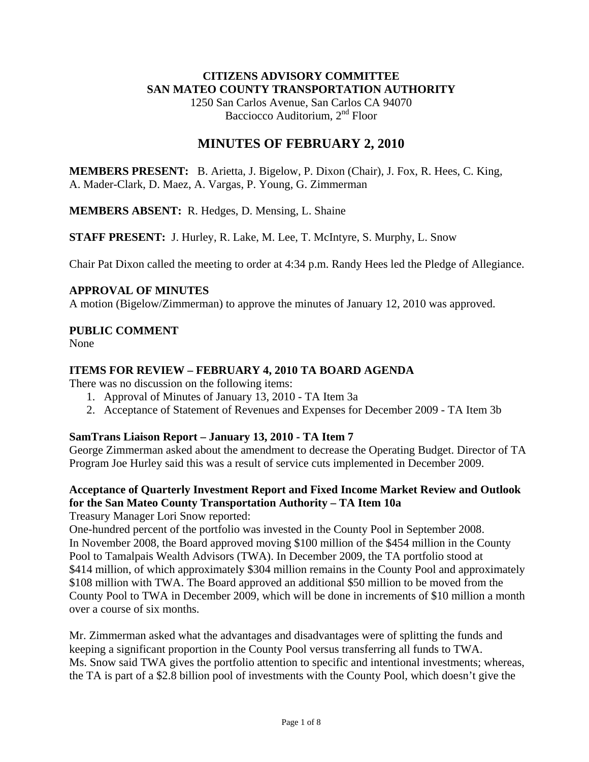**CITIZENS ADVISORY COMMITTEE**
**SAN MATEO COUNTY TRANSPORTATION AUTHORITY**
1250 San Carlos Avenue, San Carlos CA 94070
Bacciocco Auditorium, 2nd Floor

# MINUTES OF FEBRUARY 2, 2010

**MEMBERS PRESENT:** B. Arietta, J. Bigelow, P. Dixon (Chair), J. Fox, R. Hees, C. King, A. Mader-Clark, D. Maez, A. Vargas, P. Young, G. Zimmerman

**MEMBERS ABSENT:** R. Hedges, D. Mensing, L. Shaine

**STAFF PRESENT:** J. Hurley, R. Lake, M. Lee, T. McIntyre, S. Murphy, L. Snow

Chair Pat Dixon called the meeting to order at 4:34 p.m. Randy Hees led the Pledge of Allegiance.

**APPROVAL OF MINUTES**
A motion (Bigelow/Zimmerman) to approve the minutes of January 12, 2010 was approved.

**PUBLIC COMMENT**
None

**ITEMS FOR REVIEW – FEBRUARY 4, 2010 TA BOARD AGENDA**
There was no discussion on the following items:

1. Approval of Minutes of January 13, 2010 - TA Item 3a
2. Acceptance of Statement of Revenues and Expenses for December 2009 - TA Item 3b

**SamTrans Liaison Report – January 13, 2010 - TA Item 7**
George Zimmerman asked about the amendment to decrease the Operating Budget. Director of TA Program Joe Hurley said this was a result of service cuts implemented in December 2009.

**Acceptance of Quarterly Investment Report and Fixed Income Market Review and Outlook for the San Mateo County Transportation Authority – TA Item 10a**
Treasury Manager Lori Snow reported:
One-hundred percent of the portfolio was invested in the County Pool in September 2008. In November 2008, the Board approved moving $100 million of the $454 million in the County Pool to Tamalpais Wealth Advisors (TWA). In December 2009, the TA portfolio stood at $414 million, of which approximately $304 million remains in the County Pool and approximately $108 million with TWA. The Board approved an additional $50 million to be moved from the County Pool to TWA in December 2009, which will be done in increments of $10 million a month over a course of six months.

Mr. Zimmerman asked what the advantages and disadvantages were of splitting the funds and keeping a significant proportion in the County Pool versus transferring all funds to TWA. Ms. Snow said TWA gives the portfolio attention to specific and intentional investments; whereas, the TA is part of a $2.8 billion pool of investments with the County Pool, which doesn't give the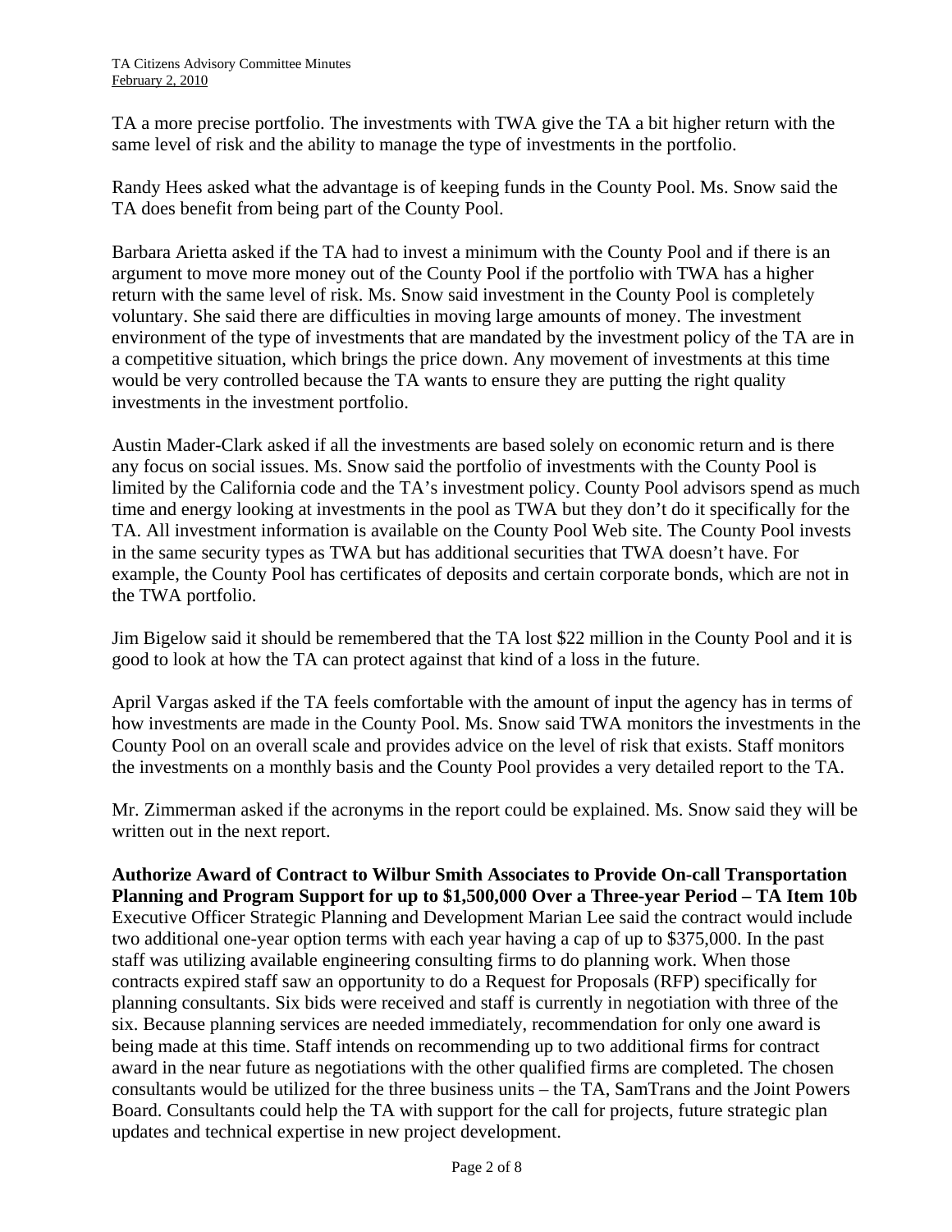TA a more precise portfolio. The investments with TWA give the TA a bit higher return with the same level of risk and the ability to manage the type of investments in the portfolio.

Randy Hees asked what the advantage is of keeping funds in the County Pool. Ms. Snow said the TA does benefit from being part of the County Pool.

Barbara Arietta asked if the TA had to invest a minimum with the County Pool and if there is an argument to move more money out of the County Pool if the portfolio with TWA has a higher return with the same level of risk. Ms. Snow said investment in the County Pool is completely voluntary. She said there are difficulties in moving large amounts of money. The investment environment of the type of investments that are mandated by the investment policy of the TA are in a competitive situation, which brings the price down. Any movement of investments at this time would be very controlled because the TA wants to ensure they are putting the right quality investments in the investment portfolio.

Austin Mader-Clark asked if all the investments are based solely on economic return and is there any focus on social issues. Ms. Snow said the portfolio of investments with the County Pool is limited by the California code and the TA's investment policy. County Pool advisors spend as much time and energy looking at investments in the pool as TWA but they don't do it specifically for the TA. All investment information is available on the County Pool Web site. The County Pool invests in the same security types as TWA but has additional securities that TWA doesn't have. For example, the County Pool has certificates of deposits and certain corporate bonds, which are not in the TWA portfolio.

Jim Bigelow said it should be remembered that the TA lost $22 million in the County Pool and it is good to look at how the TA can protect against that kind of a loss in the future.

April Vargas asked if the TA feels comfortable with the amount of input the agency has in terms of how investments are made in the County Pool. Ms. Snow said TWA monitors the investments in the County Pool on an overall scale and provides advice on the level of risk that exists. Staff monitors the investments on a monthly basis and the County Pool provides a very detailed report to the TA.

Mr. Zimmerman asked if the acronyms in the report could be explained. Ms. Snow said they will be written out in the next report.

**Authorize Award of Contract to Wilbur Smith Associates to Provide On-call Transportation Planning and Program Support for up to $1,500,000 Over a Three-year Period – TA Item 10b**
Executive Officer Strategic Planning and Development Marian Lee said the contract would include two additional one-year option terms with each year having a cap of up to $375,000. In the past staff was utilizing available engineering consulting firms to do planning work. When those contracts expired staff saw an opportunity to do a Request for Proposals (RFP) specifically for planning consultants. Six bids were received and staff is currently in negotiation with three of the six. Because planning services are needed immediately, recommendation for only one award is being made at this time. Staff intends on recommending up to two additional firms for contract award in the near future as negotiations with the other qualified firms are completed. The chosen consultants would be utilized for the three business units – the TA, SamTrans and the Joint Powers Board. Consultants could help the TA with support for the call for projects, future strategic plan updates and technical expertise in new project development.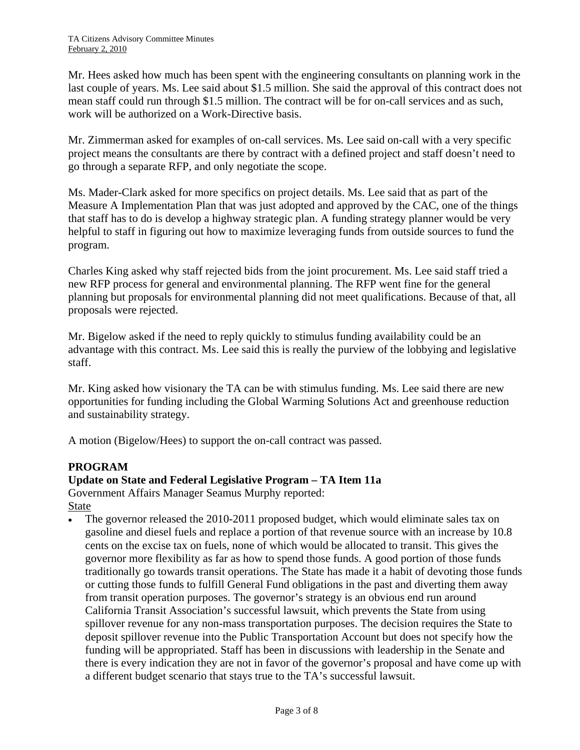Mr. Hees asked how much has been spent with the engineering consultants on planning work in the last couple of years. Ms. Lee said about $1.5 million. She said the approval of this contract does not mean staff could run through $1.5 million. The contract will be for on-call services and as such, work will be authorized on a Work-Directive basis.

Mr. Zimmerman asked for examples of on-call services. Ms. Lee said on-call with a very specific project means the consultants are there by contract with a defined project and staff doesn't need to go through a separate RFP, and only negotiate the scope.

Ms. Mader-Clark asked for more specifics on project details. Ms. Lee said that as part of the Measure A Implementation Plan that was just adopted and approved by the CAC, one of the things that staff has to do is develop a highway strategic plan. A funding strategy planner would be very helpful to staff in figuring out how to maximize leveraging funds from outside sources to fund the program.

Charles King asked why staff rejected bids from the joint procurement. Ms. Lee said staff tried a new RFP process for general and environmental planning. The RFP went fine for the general planning but proposals for environmental planning did not meet qualifications. Because of that, all proposals were rejected.

Mr. Bigelow asked if the need to reply quickly to stimulus funding availability could be an advantage with this contract. Ms. Lee said this is really the purview of the lobbying and legislative staff.

Mr. King asked how visionary the TA can be with stimulus funding. Ms. Lee said there are new opportunities for funding including the Global Warming Solutions Act and greenhouse reduction and sustainability strategy.

A motion (Bigelow/Hees) to support the on-call contract was passed.

## PROGRAM

### Update on State and Federal Legislative Program – TA Item 11a

Government Affairs Manager Seamus Murphy reported:

<u>State</u>

- The governor released the 2010-2011 proposed budget, which would eliminate sales tax on gasoline and diesel fuels and replace a portion of that revenue source with an increase by 10.8 cents on the excise tax on fuels, none of which would be allocated to transit. This gives the governor more flexibility as far as how to spend those funds. A good portion of those funds traditionally go towards transit operations. The State has made it a habit of devoting those funds or cutting those funds to fulfill General Fund obligations in the past and diverting them away from transit operation purposes. The governor's strategy is an obvious end run around California Transit Association's successful lawsuit, which prevents the State from using spillover revenue for any non-mass transportation purposes. The decision requires the State to deposit spillover revenue into the Public Transportation Account but does not specify how the funding will be appropriated. Staff has been in discussions with leadership in the Senate and there is every indication they are not in favor of the governor's proposal and have come up with a different budget scenario that stays true to the TA's successful lawsuit.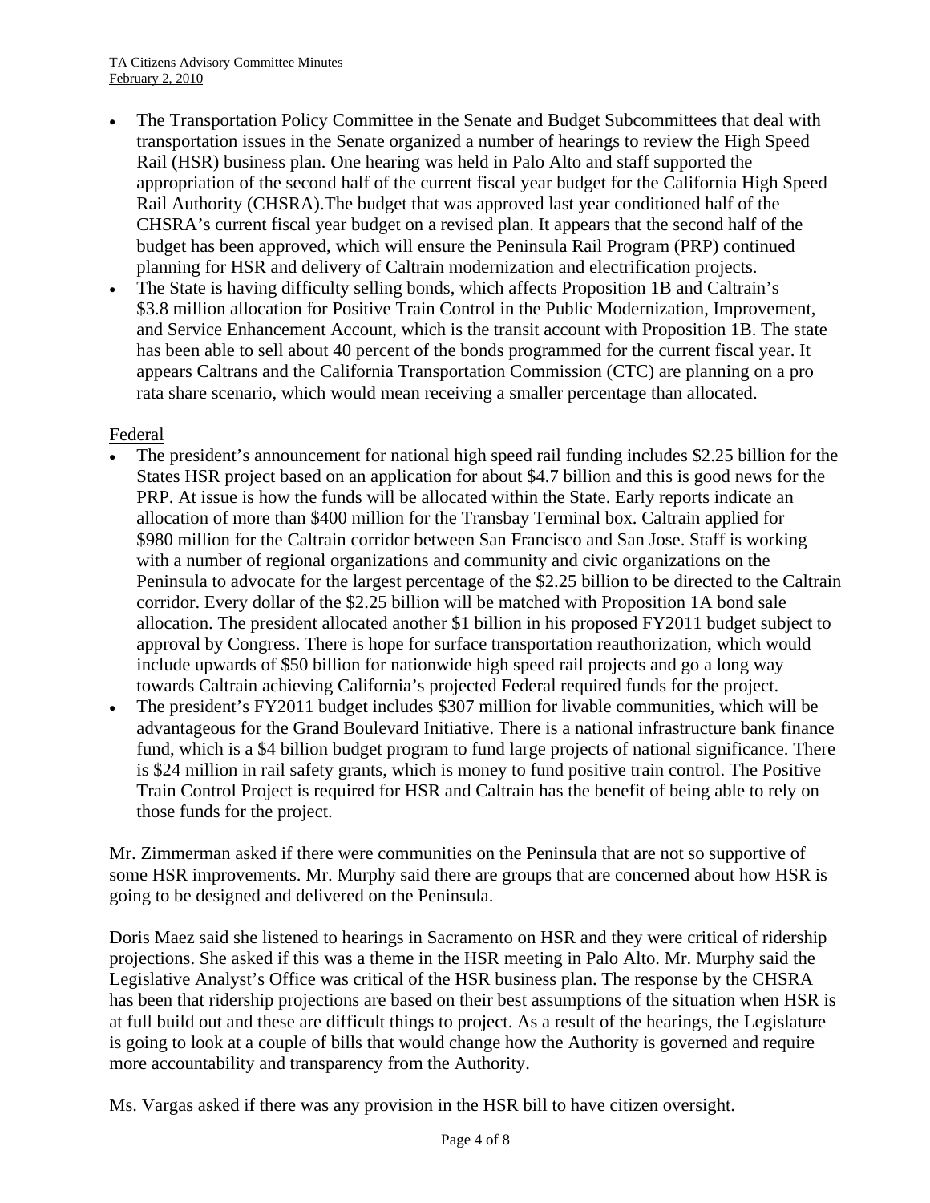- The Transportation Policy Committee in the Senate and Budget Subcommittees that deal with transportation issues in the Senate organized a number of hearings to review the High Speed Rail (HSR) business plan. One hearing was held in Palo Alto and staff supported the appropriation of the second half of the current fiscal year budget for the California High Speed Rail Authority (CHSRA).The budget that was approved last year conditioned half of the CHSRA's current fiscal year budget on a revised plan. It appears that the second half of the budget has been approved, which will ensure the Peninsula Rail Program (PRP) continued planning for HSR and delivery of Caltrain modernization and electrification projects.
- The State is having difficulty selling bonds, which affects Proposition 1B and Caltrain's $3.8 million allocation for Positive Train Control in the Public Modernization, Improvement, and Service Enhancement Account, which is the transit account with Proposition 1B. The state has been able to sell about 40 percent of the bonds programmed for the current fiscal year. It appears Caltrans and the California Transportation Commission (CTC) are planning on a pro rata share scenario, which would mean receiving a smaller percentage than allocated.

Federal

- The president's announcement for national high speed rail funding includes $2.25 billion for the States HSR project based on an application for about $4.7 billion and this is good news for the PRP. At issue is how the funds will be allocated within the State. Early reports indicate an allocation of more than $400 million for the Transbay Terminal box. Caltrain applied for $980 million for the Caltrain corridor between San Francisco and San Jose. Staff is working with a number of regional organizations and community and civic organizations on the Peninsula to advocate for the largest percentage of the $2.25 billion to be directed to the Caltrain corridor. Every dollar of the $2.25 billion will be matched with Proposition 1A bond sale allocation. The president allocated another $1 billion in his proposed FY2011 budget subject to approval by Congress. There is hope for surface transportation reauthorization, which would include upwards of $50 billion for nationwide high speed rail projects and go a long way towards Caltrain achieving California's projected Federal required funds for the project.
- The president's FY2011 budget includes $307 million for livable communities, which will be advantageous for the Grand Boulevard Initiative. There is a national infrastructure bank finance fund, which is a $4 billion budget program to fund large projects of national significance. There is $24 million in rail safety grants, which is money to fund positive train control. The Positive Train Control Project is required for HSR and Caltrain has the benefit of being able to rely on those funds for the project.

Mr. Zimmerman asked if there were communities on the Peninsula that are not so supportive of some HSR improvements. Mr. Murphy said there are groups that are concerned about how HSR is going to be designed and delivered on the Peninsula.

Doris Maez said she listened to hearings in Sacramento on HSR and they were critical of ridership projections. She asked if this was a theme in the HSR meeting in Palo Alto. Mr. Murphy said the Legislative Analyst's Office was critical of the HSR business plan. The response by the CHSRA has been that ridership projections are based on their best assumptions of the situation when HSR is at full build out and these are difficult things to project. As a result of the hearings, the Legislature is going to look at a couple of bills that would change how the Authority is governed and require more accountability and transparency from the Authority.

Ms. Vargas asked if there was any provision in the HSR bill to have citizen oversight.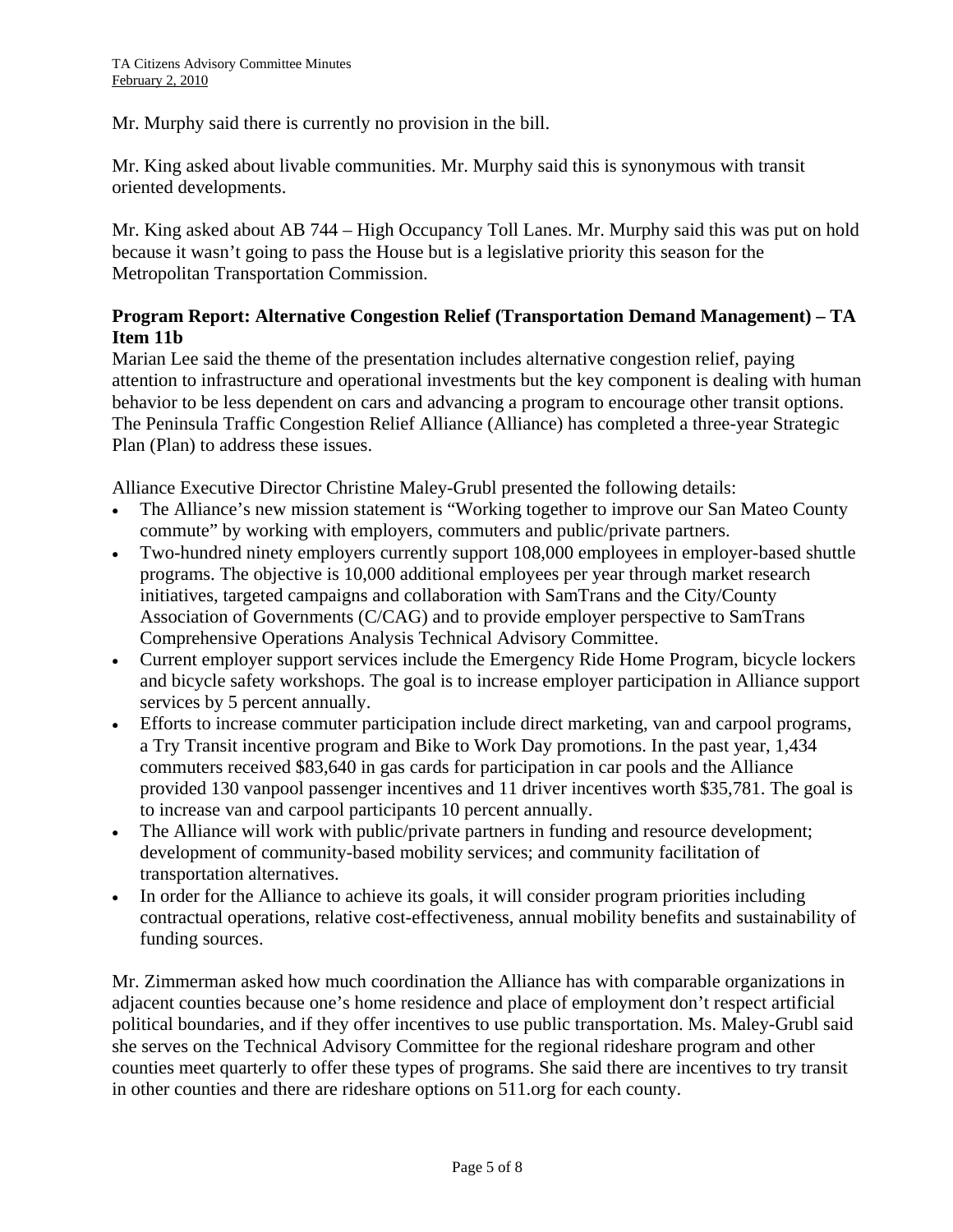Mr. Murphy said there is currently no provision in the bill.

Mr. King asked about livable communities. Mr. Murphy said this is synonymous with transit oriented developments.

Mr. King asked about AB 744 – High Occupancy Toll Lanes. Mr. Murphy said this was put on hold because it wasn't going to pass the House but is a legislative priority this season for the Metropolitan Transportation Commission.

**Program Report: Alternative Congestion Relief (Transportation Demand Management) – TA Item 11b**

Marian Lee said the theme of the presentation includes alternative congestion relief, paying attention to infrastructure and operational investments but the key component is dealing with human behavior to be less dependent on cars and advancing a program to encourage other transit options. The Peninsula Traffic Congestion Relief Alliance (Alliance) has completed a three-year Strategic Plan (Plan) to address these issues.

Alliance Executive Director Christine Maley-Grubl presented the following details:

- The Alliance's new mission statement is "Working together to improve our San Mateo County commute" by working with employers, commuters and public/private partners.
- Two-hundred ninety employers currently support 108,000 employees in employer-based shuttle programs. The objective is 10,000 additional employees per year through market research initiatives, targeted campaigns and collaboration with SamTrans and the City/County Association of Governments (C/CAG) and to provide employer perspective to SamTrans Comprehensive Operations Analysis Technical Advisory Committee.
- Current employer support services include the Emergency Ride Home Program, bicycle lockers and bicycle safety workshops. The goal is to increase employer participation in Alliance support services by 5 percent annually.
- Efforts to increase commuter participation include direct marketing, van and carpool programs, a Try Transit incentive program and Bike to Work Day promotions. In the past year, 1,434 commuters received $83,640 in gas cards for participation in car pools and the Alliance provided 130 vanpool passenger incentives and 11 driver incentives worth $35,781. The goal is to increase van and carpool participants 10 percent annually.
- The Alliance will work with public/private partners in funding and resource development; development of community-based mobility services; and community facilitation of transportation alternatives.
- In order for the Alliance to achieve its goals, it will consider program priorities including contractual operations, relative cost-effectiveness, annual mobility benefits and sustainability of funding sources.

Mr. Zimmerman asked how much coordination the Alliance has with comparable organizations in adjacent counties because one's home residence and place of employment don't respect artificial political boundaries, and if they offer incentives to use public transportation. Ms. Maley-Grubl said she serves on the Technical Advisory Committee for the regional rideshare program and other counties meet quarterly to offer these types of programs. She said there are incentives to try transit in other counties and there are rideshare options on 511.org for each county.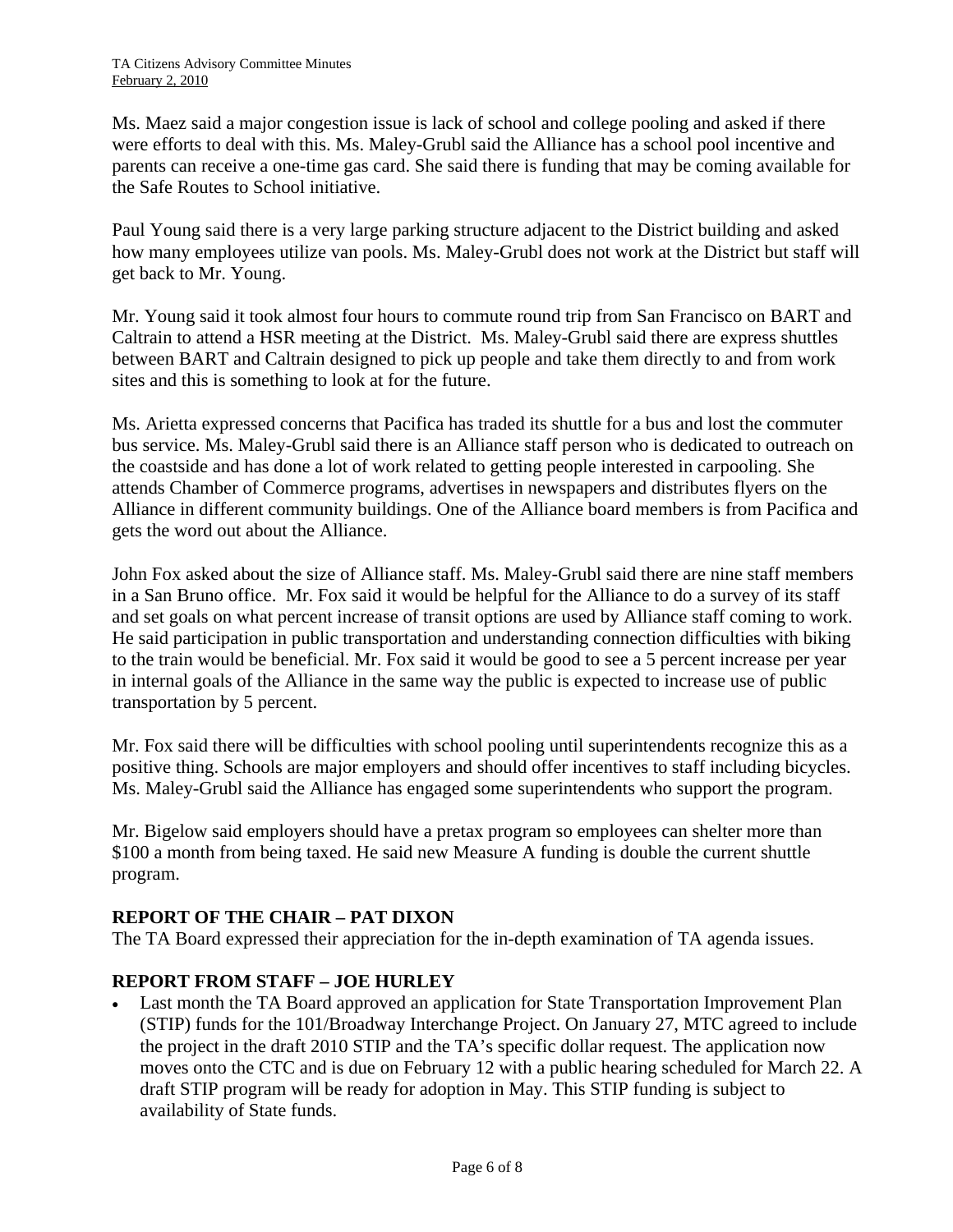Ms. Maez said a major congestion issue is lack of school and college pooling and asked if there were efforts to deal with this. Ms. Maley-Grubl said the Alliance has a school pool incentive and parents can receive a one-time gas card. She said there is funding that may be coming available for the Safe Routes to School initiative.

Paul Young said there is a very large parking structure adjacent to the District building and asked how many employees utilize van pools. Ms. Maley-Grubl does not work at the District but staff will get back to Mr. Young.

Mr. Young said it took almost four hours to commute round trip from San Francisco on BART and Caltrain to attend a HSR meeting at the District. Ms. Maley-Grubl said there are express shuttles between BART and Caltrain designed to pick up people and take them directly to and from work sites and this is something to look at for the future.

Ms. Arietta expressed concerns that Pacifica has traded its shuttle for a bus and lost the commuter bus service. Ms. Maley-Grubl said there is an Alliance staff person who is dedicated to outreach on the coastside and has done a lot of work related to getting people interested in carpooling. She attends Chamber of Commerce programs, advertises in newspapers and distributes flyers on the Alliance in different community buildings. One of the Alliance board members is from Pacifica and gets the word out about the Alliance.

John Fox asked about the size of Alliance staff. Ms. Maley-Grubl said there are nine staff members in a San Bruno office. Mr. Fox said it would be helpful for the Alliance to do a survey of its staff and set goals on what percent increase of transit options are used by Alliance staff coming to work. He said participation in public transportation and understanding connection difficulties with biking to the train would be beneficial. Mr. Fox said it would be good to see a 5 percent increase per year in internal goals of the Alliance in the same way the public is expected to increase use of public transportation by 5 percent.

Mr. Fox said there will be difficulties with school pooling until superintendents recognize this as a positive thing. Schools are major employers and should offer incentives to staff including bicycles. Ms. Maley-Grubl said the Alliance has engaged some superintendents who support the program.

Mr. Bigelow said employers should have a pretax program so employees can shelter more than $100 a month from being taxed. He said new Measure A funding is double the current shuttle program.

**REPORT OF THE CHAIR – PAT DIXON**

The TA Board expressed their appreciation for the in-depth examination of TA agenda issues.

**REPORT FROM STAFF – JOE HURLEY**

- Last month the TA Board approved an application for State Transportation Improvement Plan (STIP) funds for the 101/Broadway Interchange Project. On January 27, MTC agreed to include the project in the draft 2010 STIP and the TA's specific dollar request. The application now moves onto the CTC and is due on February 12 with a public hearing scheduled for March 22. A draft STIP program will be ready for adoption in May. This STIP funding is subject to availability of State funds.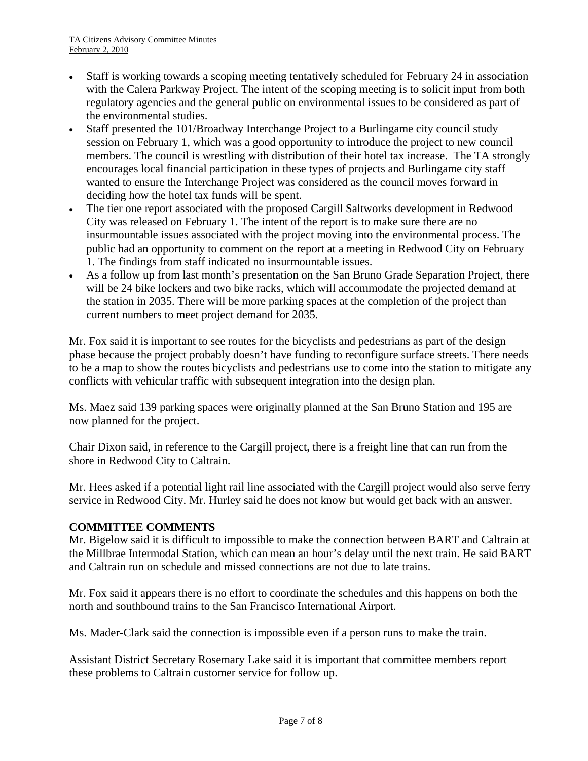- Staff is working towards a scoping meeting tentatively scheduled for February 24 in association with the Calera Parkway Project. The intent of the scoping meeting is to solicit input from both regulatory agencies and the general public on environmental issues to be considered as part of the environmental studies.
- Staff presented the 101/Broadway Interchange Project to a Burlingame city council study session on February 1, which was a good opportunity to introduce the project to new council members. The council is wrestling with distribution of their hotel tax increase. The TA strongly encourages local financial participation in these types of projects and Burlingame city staff wanted to ensure the Interchange Project was considered as the council moves forward in deciding how the hotel tax funds will be spent.
- The tier one report associated with the proposed Cargill Saltworks development in Redwood City was released on February 1. The intent of the report is to make sure there are no insurmountable issues associated with the project moving into the environmental process. The public had an opportunity to comment on the report at a meeting in Redwood City on February 1. The findings from staff indicated no insurmountable issues.
- As a follow up from last month's presentation on the San Bruno Grade Separation Project, there will be 24 bike lockers and two bike racks, which will accommodate the projected demand at the station in 2035. There will be more parking spaces at the completion of the project than current numbers to meet project demand for 2035.

Mr. Fox said it is important to see routes for the bicyclists and pedestrians as part of the design phase because the project probably doesn't have funding to reconfigure surface streets. There needs to be a map to show the routes bicyclists and pedestrians use to come into the station to mitigate any conflicts with vehicular traffic with subsequent integration into the design plan.

Ms. Maez said 139 parking spaces were originally planned at the San Bruno Station and 195 are now planned for the project.

Chair Dixon said, in reference to the Cargill project, there is a freight line that can run from the shore in Redwood City to Caltrain.

Mr. Hees asked if a potential light rail line associated with the Cargill project would also serve ferry service in Redwood City. Mr. Hurley said he does not know but would get back with an answer.

## COMMITTEE COMMENTS

Mr. Bigelow said it is difficult to impossible to make the connection between BART and Caltrain at the Millbrae Intermodal Station, which can mean an hour's delay until the next train. He said BART and Caltrain run on schedule and missed connections are not due to late trains.

Mr. Fox said it appears there is no effort to coordinate the schedules and this happens on both the north and southbound trains to the San Francisco International Airport.

Ms. Mader-Clark said the connection is impossible even if a person runs to make the train.

Assistant District Secretary Rosemary Lake said it is important that committee members report these problems to Caltrain customer service for follow up.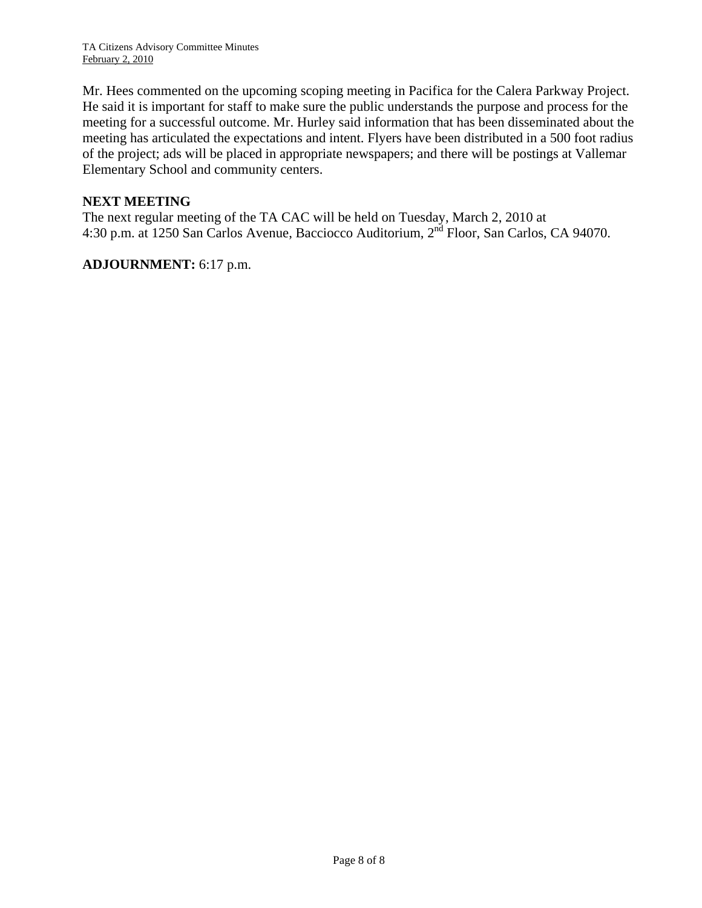Mr. Hees commented on the upcoming scoping meeting in Pacifica for the Calera Parkway Project. He said it is important for staff to make sure the public understands the purpose and process for the meeting for a successful outcome. Mr. Hurley said information that has been disseminated about the meeting has articulated the expectations and intent. Flyers have been distributed in a 500 foot radius of the project; ads will be placed in appropriate newspapers; and there will be postings at Vallemar Elementary School and community centers.

**NEXT MEETING**

The next regular meeting of the TA CAC will be held on Tuesday, March 2, 2010 at 4:30 p.m. at 1250 San Carlos Avenue, Bacciocco Auditorium, 2nd Floor, San Carlos, CA 94070.

**ADJOURNMENT:** 6:17 p.m.